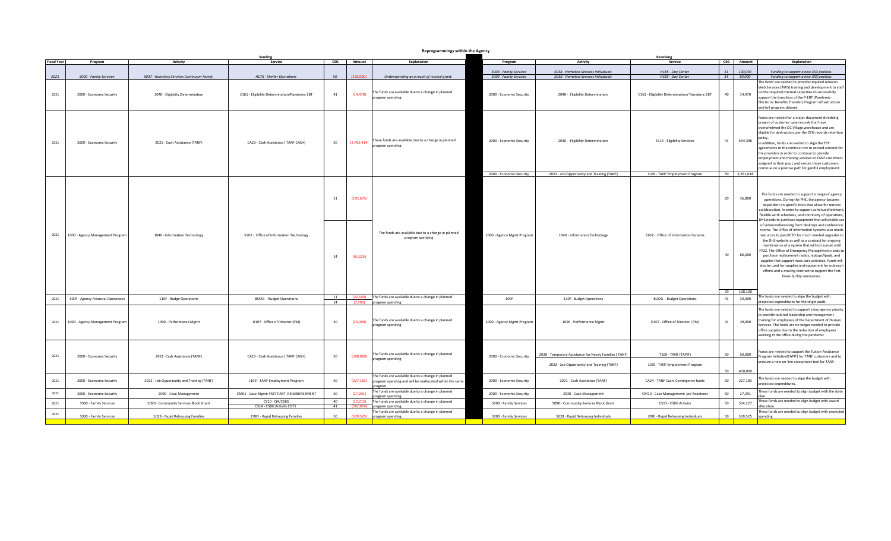# Reprogrammings within the Agency

| | Sending | | | | | | Receiving | | | | | |
|---|---|---|---|---|---|---|---|---|---|---|---|---|
| Fiscal Year | Program | Activity | Service | CSG | Amount | Explanation | Program | Activity | Service | CSG | Amount | Explanation |
| *2021* | *5000 - Family Services* | *5037 - Homeless Services Continuum Family* | *HC78 - Shelter Operations* | *50* | *(150,000)* | *Underspending as a result of revised grant.* | *5000 - Family Services* | *5038 - Homeless Services Individuals* | *HC85 - Day Center* | *11* | *100,000* | *Funding to support a new XXX position.* |
| | | | | | | | *5000 - Family Services* | *5038 - Homeless Services Individuals* | *HC85 - Day Center* | *14* | *50,000* | *Funding to support a new XXX position.* |
| 2021 | 2000 - Economic Security | 2040 - Eligibility Determination | E161 - Eligibility Determination/Pandemic EBT | 41 | (14,470) | The funds are available due to a change in planned program spending. | 2000 - Economic Security | 2040 - Eligibility Determination | E161 - Eligibility Determination/ Pandemic EBT | 40 | 14,470 | The funds are needed to provide required Amazon Web Services (AWS) training and development to staff on the required internal capacities to successfully support the transition of the P-EBT (Pandemic-Electronic Benefits Transfer) Program infrastructure and full program dataset. |
| 2021 | 2000 - Economic Security | 2021 - Cash Assistance (TANF) | CA23 - Cash Assistance ( TANF CASH) | 50 | (2,765,414) | These funds are available due to a change in planned program spending. | 2000 - Economic Security | 2040 - Eligibility Determination | E115 - Eligibility Services | 41 | 504,396 | Funds are needed for a major document shredding project of customer case records that have overwhelmed the DC Village warehouse and are eligible for destruction, per the DHS records retention policy. In addition, funds are needed to align the TEP agreements to the contract not to exceed amount for the providers in order to continue to provide employment and training services to TANF customers assigned to their pool, and ensure those customers continue on a positive path for gainful employment. |
| | | | | | | | 2000 - Economic Security | 2022 - Job Opportunity and Training (TANF) | J109 - TANF Employment Program | 50 | 2,261,018 | |
| 2021 | 1000 - Agency Management Program | 1040 - Information Technology | S102 - Office of Information Technology | 11 | (195,675) | The funds are available due to a change in planned program spending | 1000 - Agency Mgmt Program | 1040 - Information Technology | S102 - Office of Information Systems | 20 | 36,800 | The funds are needed to support a range of agency operations. During the PHE, the agency became dependent on specific tools that allow for remote collaboration. In order to support continued telework, flexible work schedules, and continuity of operations, DHS needs to purchase equipment that will enable use of videoconferencing from desktops and conference rooms. The Office of Information Systems also needs resources to pay OCTO for much needed upgrades to the DHS website as well as a contract for ongoing maintenance of a system that will not sunset until FY22. The Office of Emergency Management needs to purchase replacement radios, laptops/ipads, and supplies that support mass care activities. Funds will also be used for supplies and equipment for outreach efforts and a moving contract to support the Fort Davis facility renovation. |
| | | | | 14 | (65,225) | | | | | 40 | 86,000 | |
| | | | | | | | | | | 70 | 138,100 | |
| 2021 | 100F - Agency Financial Operations | 110F - Budge Operations | BUDG - Budget Operations | 11 | (22,500) | The funds are available due to a change in planned program spending | 100F | 110F- Budget Operations | BUDG - Budget Operations | 41 | 30,000 | The funds are needed to align the budget with projected expenditures for the single audit. |
| | | | | 14 | (7,500) | | | | | | | |
| 2021 | 1000 - Agency Management Program | 1090 - Performance Mgmt | D107 - Office of Director (PM) | 20 | (29,000) | The funds are available due to a change in planned program spending | 1000 - Agency Mgmt Program | 1090 - Performance Mgmt | D107 - Office of Director ( PM) | 41 | 29,000 | The funds are needed to support a key agency priority to provide tailored leadership and management training for employees of the Department of Human Services. The funds are no longer needed to provide office supplies due to the reduction of employees working in the office during the pandemic |
| 2021 | 2000 - Economic Security | 2021 -Cash Assistance (TANF) | CA23 - Cash Assistance ( TANF CASH) | 50 | (500,000) | The funds are available due to a change in planned program spending | 2000 - Economic Security | 2020 - Temporary Assistance for Needy Families ( TANF) | T100 - TANF (TAPIT) | 50 | 50,000 | Funds are needed to support the Tuition Assistance Program Initiative(TAPIT) for TANF customers and to procure a new on-line assessment tool for TANF. |
| | | | | | | | | 2022 - Job Opportunity and Training (TANF) | J109 - TANF Employment Program | 50 | 450,000 | |
| 2021 | 2000 - Economic Security | 2022 - Job Opportunity and Training (TANF) | J109 - TANF Employment Program | 50 | (227,183) | The funds are available due to a change in planned program spending and will be reallocated within the same program | 2000 - Economic Security | 2021 - Cash Assistance (TANF) | CA24 - TANF Cash: Contingency funds | 50 | 227,183 | The funds are needed to align the budget with projected expenditures. |
| 2021 | 2000 - Economic Security | 2030 - Case Management | CM01 - Case Mgmt: FSET PART. REIMBURSEMENT | 50 | (27,291) | The funds are available due to a change in planned program spending | 2000 - Economic Security | 2030 - Case Management | CM10 - Case Management: Job Readiness | 50 | 27,291 | These funds are needed to align budget with the state plan. |
| 2021 | 5000 - Family Services | 5090 - Community Services Block Grant | CS10 - QA/CSBG | 40 | (12,213) | The funds are available due to a change in planned program spending | 5000 - Family Services | 5090 - Community Serivces Block Grant | CS13 - CSBG Activity | 50 | 574,227 | These funds are needed to align budget with award allocation. |
| | | | CS14 - CSBG Activity CDTS | 41 | (562,014) | | | | | | | |
| 2021 | 5000 - Family Services | 5029 - Rapid Rehousing Families | CRRF - Rapid Rehousing Families | 50 | (539,525) | The funds are available due to a change in planned program spending. | 5000 - Family Services | 5028 - Rapid Rehousing Individuals | CRRI - Rapid Rehousing Individuals | 50 | 539,525 | These funds are needed to align budget with projected spending |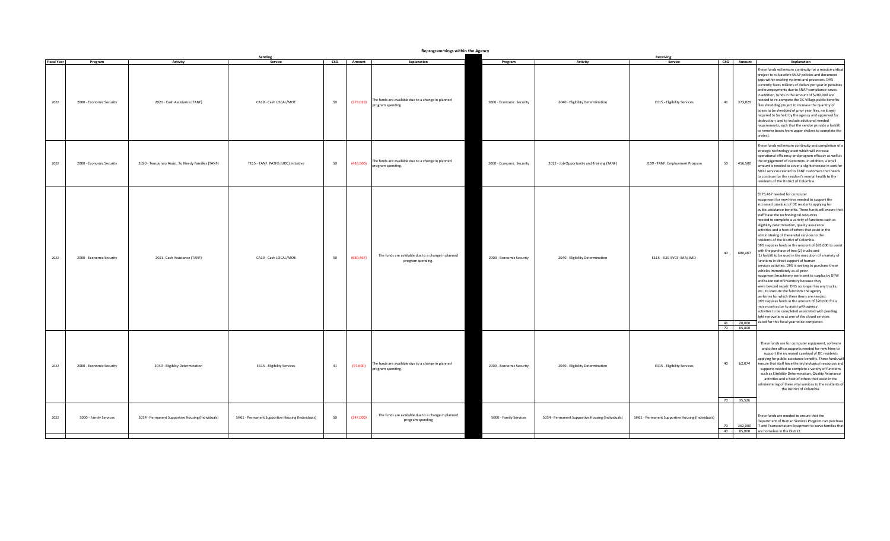# Reprogrammings within the Agency

| | Sending | | | | | | Receiving | | | | | |
|---|---|---|---|---|---|---|---|---|---|---|---|---|
| **Fiscal Year** | **Program** | **Activity** | **Service** | **CSG** | **Amount** | **Explanation** | **Program** | **Activity** | **Service** | **CSG** | **Amount** | **Explanation** |
| 2022 | 2000 - Economic Security | 2021 - Cash Assistance (TANF) | CA19 - Cash LOCAL/MOE | 50 | (373,029) | The funds are available due to a change in planned program spending | 2000 - Economic Security | 2040 - Eligibility Determination | E115 - Eligibility Services | 41 | 373,029 | These funds will ensure continuity for a mission-critical project to re-baseline SNAP policies and document gaps within existing systems and processes. DHS currently faces millions of dollars per year in penalties and overpayments due to SNAP compliance issues. In addition, funds in the amount of $200,000 are needed to re-compete the DC Village public benefits files shredding project to increase the quantity of boxes to be shredded of prior year files, no longer required to be held by the agency and approved for destruction, and to include additional needed requirements, such that the vendor provide a forklift to remove boxes from upper shelves to complete the project. |
| 2022 | 2000 - Economic Security | 2020 - Temporary Assist. To Needy Families (TANF) | T115 - TANF: PATHS (UDC) Initiative | 50 | (416,500) | The funds are available due to a change in planned program spending. | 2000 - Economic Security | 2022 - Job Opportunity and Training (TANF) | J109 - TANF: Employment Program | 50 | 416,500 | These funds will ensure continuity and completion of a strategic technology asset which will increase operational efficiency and program efficacy as well as the engagement of customers. In addition, a small amount is needed to cover a slight increase in cost for MOU services related to TANF customers that needs to continue for the resident's mental health to the residents of the District of Columbia. |
| 2022 | 2000 - Economic Security | 2021 -Cash Assistance (TANF) | CA19 - Cash LOCAL/MOE | 50 | (680,467) | The funds are available due to a change in planned program spending. | 2000 - Economic Security | 2040 - Eligibility Determination | E115 - ELIG SVCS: IMA/ IMD | 40 | 680,467 | $575,467 needed for computer equipment for new hires needed to support the increased caseload of DC residents applying for public assistance benefits. These funds will ensure that staff have the technological resources needed to complete a variety of functions such as eligibility determination, quality assurance activities and a host of others that assist in the administering of these vital services to the residents of the District of Columbia. DHS requires funds in the amount of $85,000 to assist with the purchase of two (2) trucks and (1) forklift to be used in the execution of a variety of functions in direct support of human services activities. DHS is seeking to purchase these vehicles immediately as all prior equipment/machinery were sent to surplus by DPW and taken out of inventory because they were beyond repair. DHS no longer has any trucks, etc., to execute the functions the agency performs for which these items are needed. DHS requires funds in the amount of $20,000 for a move contractor to assist with agency activities to be completed associated with pending light renovations at one of the closed services slated for this fiscal year to be completed. |
| | | | | | | | | | | 41 | 20,000 | |
| | | | | | | | | | | 70 | 85,000 | |
| 2022 | 2000 - Economic Security | 2040 - Eligiblity Determination | E115 - Eligibility Services | 41 | (97,600) | The funds are available due to a change in planned program spending. | 2000 - Economic Security | 2040 - Eligibility Determination | E115 - Eligibility Services | 40 | 62,074 | These funds are for computer equipment, software and other office supports needed for new hires to support the increased caseload of DC residents applying for public assistance benefits. These funds will ensure that staff have the technological resources and supports needed to complete a variety of functions such as Eligibility Determination, Quality Assurance activities and a host of others that assist in the administering of these vital services to the residents of the District of Columbia. |
| | | | | | | | | | | 70 | 35,526 | |
| 2022 | 5000 - Family Services | 5034 - Permanent Supportive Housing (Individuals) | SH61 - Permanent Supportive Housing (Individuals) | 50 | (347,000) | The funds are available due to a change in planned program spending | 5000 - Family Services | 5034 - Permanent Supportive Housing (Individuals) | SH61 - Permanent Supportive Housing (Individuals) | 70 | 262,000 | These funds are needed to ensure that the Department of Human Services Program can purchase IT and Transportation Equipment to serve families that are homeless in the District. |
| | | | | | | | | | | 40 | 85,000 | |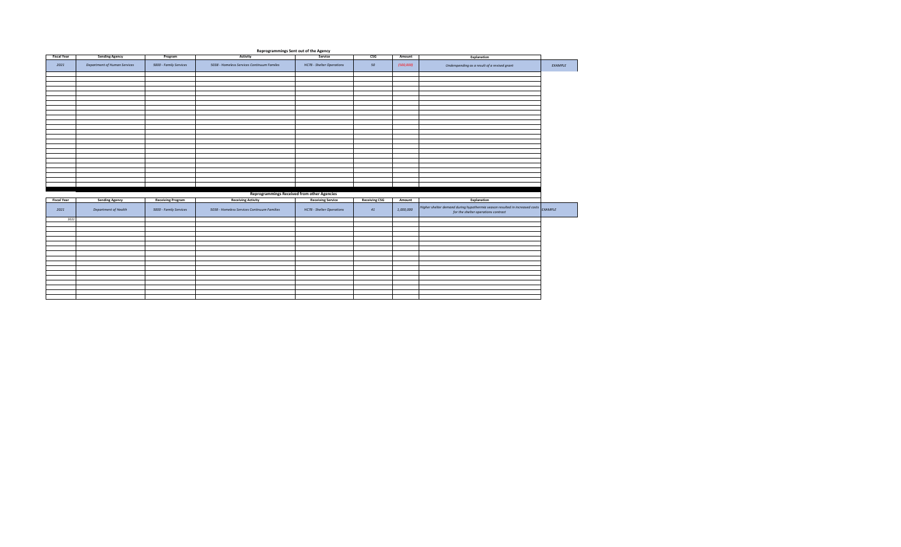## Reprogrammings Sent out of the Agency

| Fiscal Year | Sending Agency | Program | Activity | Service | CSG | Amount | Explanation | |
|---|---|---|---|---|---|---|---|---|
| *2021* | *Department of Human Services* | *5000 - Family Services* | *5038 - Homeless Services Continuum Families* | *HC78 - Shelter Operations* | *50* | *(500,000)* | *Underspending as a result of a revised grant* | *EXAMPLE* |
| | | | | | | | | |
| | | | | | | | | |
| | | | | | | | | |
| | | | | | | | | |
| | | | | | | | | |
| | | | | | | | | |
| | | | | | | | | |
| | | | | | | | | |
| | | | | | | | | |
| | | | | | | | | |
| | | | | | | | | |
| | | | | | | | | |
| | | | | | | | | |
| | | | | | | | | |
| | | | | | | | | |
| | | | | | | | | |
| | | | | | | | | |
| | | | | | | | | |
| | | | | | | | | |
| | | | | | | | | |
| | | | | | | | | |
| | | | | | | | | |
| | | | | | | | | |
| | | | | | | | | |

## Reprogrammings Received from other Agencies

| Fiscal Year | Sending Agency | Receiving Program | Receiving Activity | Receiving Service | Receiving CSG | Amount | Explanation | |
|---|---|---|---|---|---|---|---|---|
| *2021* | *Department of Health* | *5000 - Family Services* | *5038 - Homeless Services Continuum Families* | *HC78 - Shelter Operations* | *41* | *1,000,000* | *Higher shelter demand during hypothermia season resulted in increased costs for the shelter operations contract* | *EXAMPLE* |
| 2022 | | | | | | | | |
| | | | | | | | | |
| | | | | | | | | |
| | | | | | | | | |
| | | | | | | | | |
| | | | | | | | | |
| | | | | | | | | |
| | | | | | | | | |
| | | | | | | | | |
| | | | | | | | | |
| | | | | | | | | |
| | | | | | | | | |
| | | | | | | | | |
| | | | | | | | | |
| | | | | | | | | |
| | | | | | | | | |